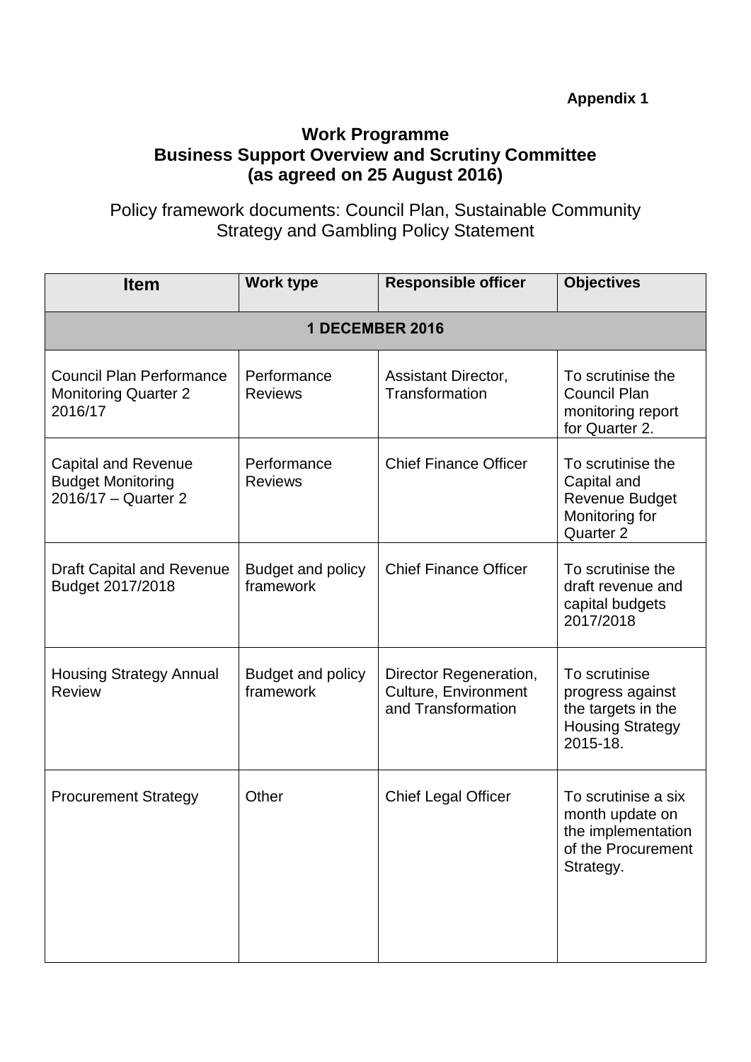**Appendix 1**

# Work Programme
# Business Support Overview and Scrutiny Committee
# (as agreed on 25 August 2016)

Policy framework documents: Council Plan, Sustainable Community Strategy and Gambling Policy Statement

| Item | Work type | Responsible officer | Objectives |
|---|---|---|---|
| **1 DECEMBER 2016** | | | |
| Council Plan Performance Monitoring Quarter 2 2016/17 | Performance Reviews | Assistant Director, Transformation | To scrutinise the Council Plan monitoring report for Quarter 2. |
| Capital and Revenue Budget Monitoring 2016/17 – Quarter 2 | Performance Reviews | Chief Finance Officer | To scrutinise the Capital and Revenue Budget Monitoring for Quarter 2 |
| Draft Capital and Revenue Budget 2017/2018 | Budget and policy framework | Chief Finance Officer | To scrutinise the draft revenue and capital budgets 2017/2018 |
| Housing Strategy Annual Review | Budget and policy framework | Director Regeneration, Culture, Environment and Transformation | To scrutinise progress against the targets in the Housing Strategy 2015-18. |
| Procurement Strategy | Other | Chief Legal Officer | To scrutinise a six month update on the implementation of the Procurement Strategy. |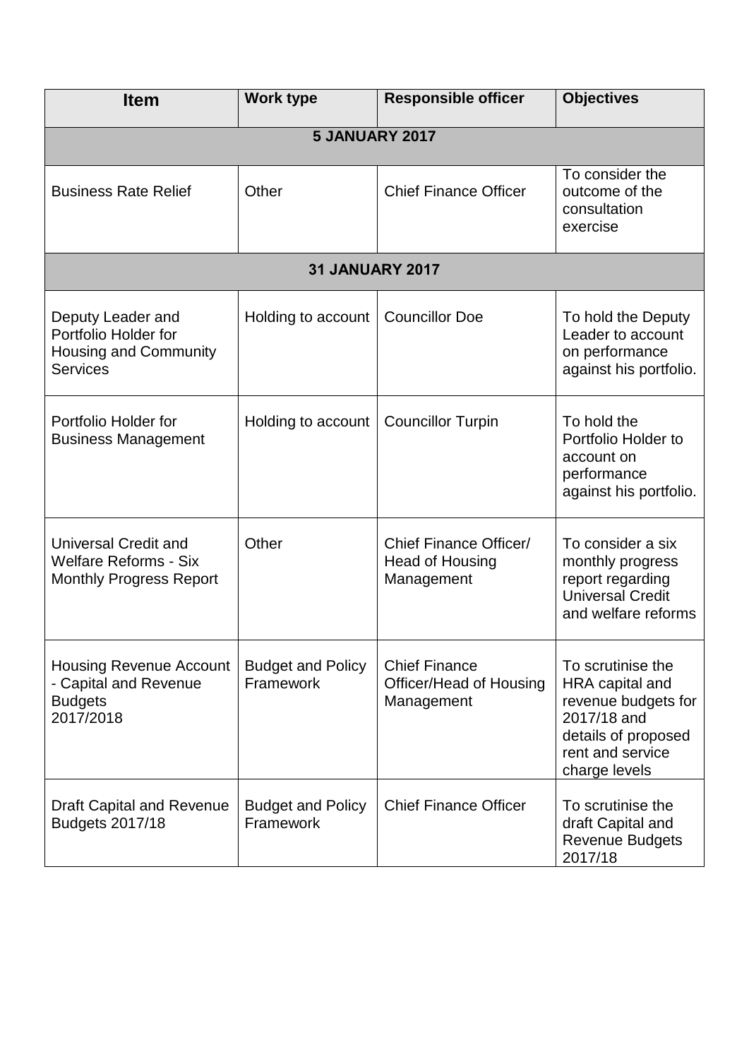| Item | Work type | Responsible officer | Objectives |
|---|---|---|---|
| **5 JANUARY 2017** | | | |
| Business Rate Relief | Other | Chief Finance Officer | To consider the outcome of the consultation exercise |
| **31 JANUARY 2017** | | | |
| Deputy Leader and Portfolio Holder for Housing and Community Services | Holding to account | Councillor Doe | To hold the Deputy Leader to account on performance against his portfolio. |
| Portfolio Holder for Business Management | Holding to account | Councillor Turpin | To hold the Portfolio Holder to account on performance against his portfolio. |
| Universal Credit and Welfare Reforms - Six Monthly Progress Report | Other | Chief Finance Officer/ Head of Housing Management | To consider a six monthly progress report regarding Universal Credit and welfare reforms |
| Housing Revenue Account - Capital and Revenue Budgets 2017/2018 | Budget and Policy Framework | Chief Finance Officer/Head of Housing Management | To scrutinise the HRA capital and revenue budgets for 2017/18 and details of proposed rent and service charge levels |
| Draft Capital and Revenue Budgets 2017/18 | Budget and Policy Framework | Chief Finance Officer | To scrutinise the draft Capital and Revenue Budgets 2017/18 |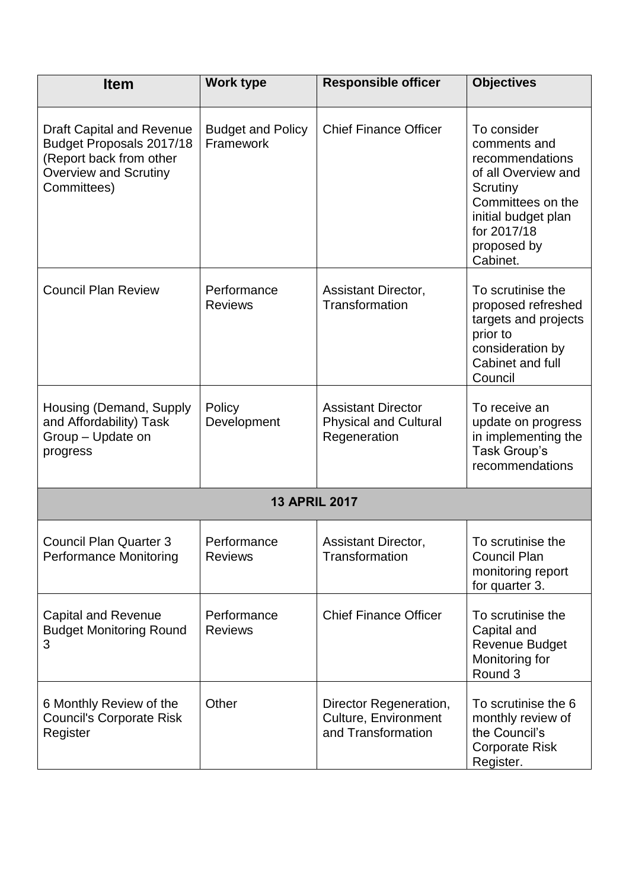| Item | Work type | Responsible officer | Objectives |
|---|---|---|---|
| Draft Capital and Revenue Budget Proposals 2017/18 (Report back from other Overview and Scrutiny Committees) | Budget and Policy Framework | Chief Finance Officer | To consider comments and recommendations of all Overview and Scrutiny Committees on the initial budget plan for 2017/18 proposed by Cabinet. |
| Council Plan Review | Performance Reviews | Assistant Director, Transformation | To scrutinise the proposed refreshed targets and projects prior to consideration by Cabinet and full Council |
| Housing (Demand, Supply and Affordability) Task Group – Update on progress | Policy Development | Assistant Director Physical and Cultural Regeneration | To receive an update on progress in implementing the Task Group's recommendations |
| **13 APRIL 2017** | | | |
| Council Plan Quarter 3 Performance Monitoring | Performance Reviews | Assistant Director, Transformation | To scrutinise the Council Plan monitoring report for quarter 3. |
| Capital and Revenue Budget Monitoring Round 3 | Performance Reviews | Chief Finance Officer | To scrutinise the Capital and Revenue Budget Monitoring for Round 3 |
| 6 Monthly Review of the Council's Corporate Risk Register | Other | Director Regeneration, Culture, Environment and Transformation | To scrutinise the 6 monthly review of the Council's Corporate Risk Register. |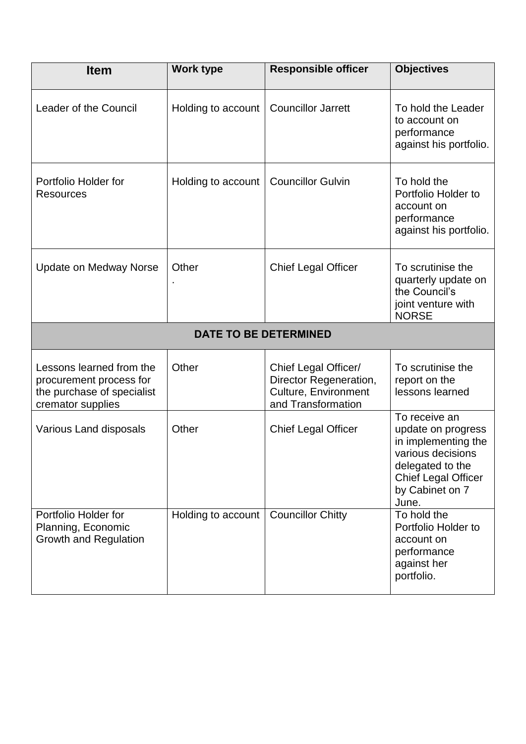| Item | Work type | Responsible officer | Objectives |
|---|---|---|---|
| Leader of the Council | Holding to account | Councillor Jarrett | To hold the Leader to account on performance against his portfolio. |
| Portfolio Holder for Resources | Holding to account | Councillor Gulvin | To hold the Portfolio Holder to account on performance against his portfolio. |
| Update on Medway Norse | Other . | Chief Legal Officer | To scrutinise the quarterly update on the Council's joint venture with NORSE |
| **DATE TO BE DETERMINED** | | | |
| Lessons learned from the procurement process for the purchase of specialist cremator supplies | Other | Chief Legal Officer/ Director Regeneration, Culture, Environment and Transformation | To scrutinise the report on the lessons learned |
| Various Land disposals | Other | Chief Legal Officer | To receive an update on progress in implementing the various decisions delegated to the Chief Legal Officer by Cabinet on 7 June. |
| Portfolio Holder for Planning, Economic Growth and Regulation | Holding to account | Councillor Chitty | To hold the Portfolio Holder to account on performance against her portfolio. |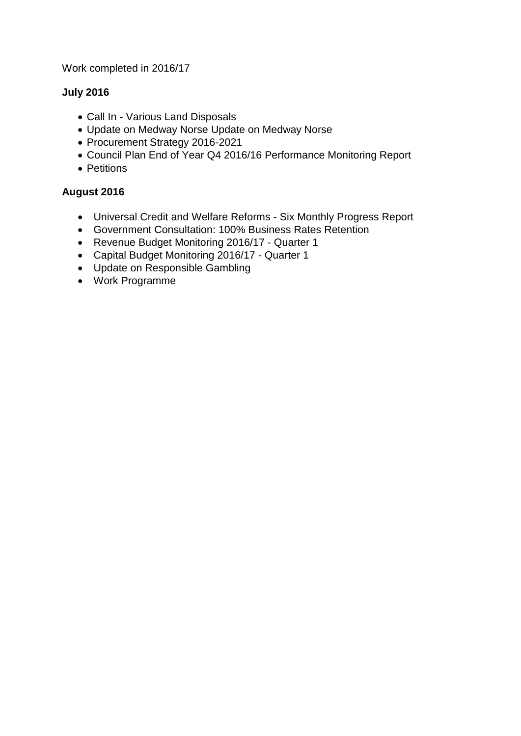Work completed in 2016/17

**July 2016**

- Call In - Various Land Disposals
- Update on Medway Norse Update on Medway Norse
- Procurement Strategy 2016-2021
- Council Plan End of Year Q4 2016/16 Performance Monitoring Report
- Petitions

**August 2016**

- Universal Credit and Welfare Reforms - Six Monthly Progress Report
- Government Consultation: 100% Business Rates Retention
- Revenue Budget Monitoring 2016/17 - Quarter 1
- Capital Budget Monitoring 2016/17 - Quarter 1
- Update on Responsible Gambling
- Work Programme